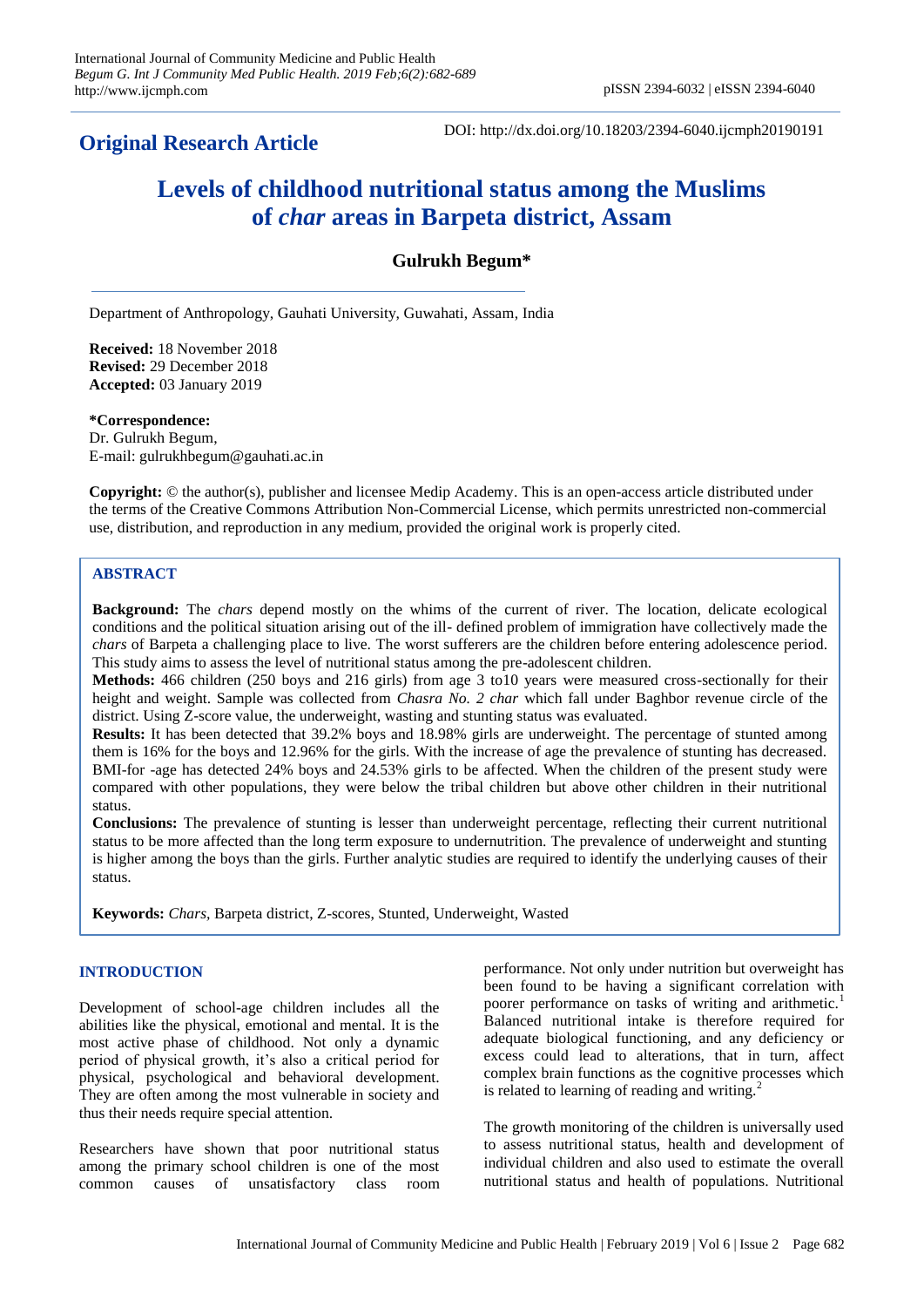**Original Research Article**

DOI: http://dx.doi.org/10.18203/2394-6040.ijcmph20190191

# Levels of childhood nutritional status among the Muslims of *char* areas in Barpeta district, Assam

**Gulrukh Begum***

Department of Anthropology, Gauhati University, Guwahati, Assam, India

**Received:** 18 November 2018
**Revised:** 29 December 2018
**Accepted:** 03 January 2019

***Correspondence:**
Dr. Gulrukh Begum,
E-mail: gulrukhbegum@gauhati.ac.in

**Copyright:** © the author(s), publisher and licensee Medip Academy. This is an open-access article distributed under the terms of the Creative Commons Attribution Non-Commercial License, which permits unrestricted non-commercial use, distribution, and reproduction in any medium, provided the original work is properly cited.

## ABSTRACT

**Background:** The *chars* depend mostly on the whims of the current of river. The location, delicate ecological conditions and the political situation arising out of the ill- defined problem of immigration have collectively made the *chars* of Barpeta a challenging place to live. The worst sufferers are the children before entering adolescence period. This study aims to assess the level of nutritional status among the pre-adolescent children.

**Methods:** 466 children (250 boys and 216 girls) from age 3 to10 years were measured cross-sectionally for their height and weight. Sample was collected from *Chasra No. 2 char* which fall under Baghbor revenue circle of the district. Using Z-score value, the underweight, wasting and stunting status was evaluated.

**Results:** It has been detected that 39.2% boys and 18.98% girls are underweight. The percentage of stunted among them is 16% for the boys and 12.96% for the girls. With the increase of age the prevalence of stunting has decreased. BMI-for -age has detected 24% boys and 24.53% girls to be affected. When the children of the present study were compared with other populations, they were below the tribal children but above other children in their nutritional status.

**Conclusions:** The prevalence of stunting is lesser than underweight percentage, reflecting their current nutritional status to be more affected than the long term exposure to undernutrition. The prevalence of underweight and stunting is higher among the boys than the girls. Further analytic studies are required to identify the underlying causes of their status.

**Keywords:** *Chars*, Barpeta district, Z-scores, Stunted, Underweight, Wasted

## INTRODUCTION

Development of school-age children includes all the abilities like the physical, emotional and mental. It is the most active phase of childhood. Not only a dynamic period of physical growth, it's also a critical period for physical, psychological and behavioral development. They are often among the most vulnerable in society and thus their needs require special attention.

Researchers have shown that poor nutritional status among the primary school children is one of the most common causes of unsatisfactory class room performance. Not only under nutrition but overweight has been found to be having a significant correlation with poorer performance on tasks of writing and arithmetic.[1] Balanced nutritional intake is therefore required for adequate biological functioning, and any deficiency or excess could lead to alterations, that in turn, affect complex brain functions as the cognitive processes which is related to learning of reading and writing.[2]

The growth monitoring of the children is universally used to assess nutritional status, health and development of individual children and also used to estimate the overall nutritional status and health of populations. Nutritional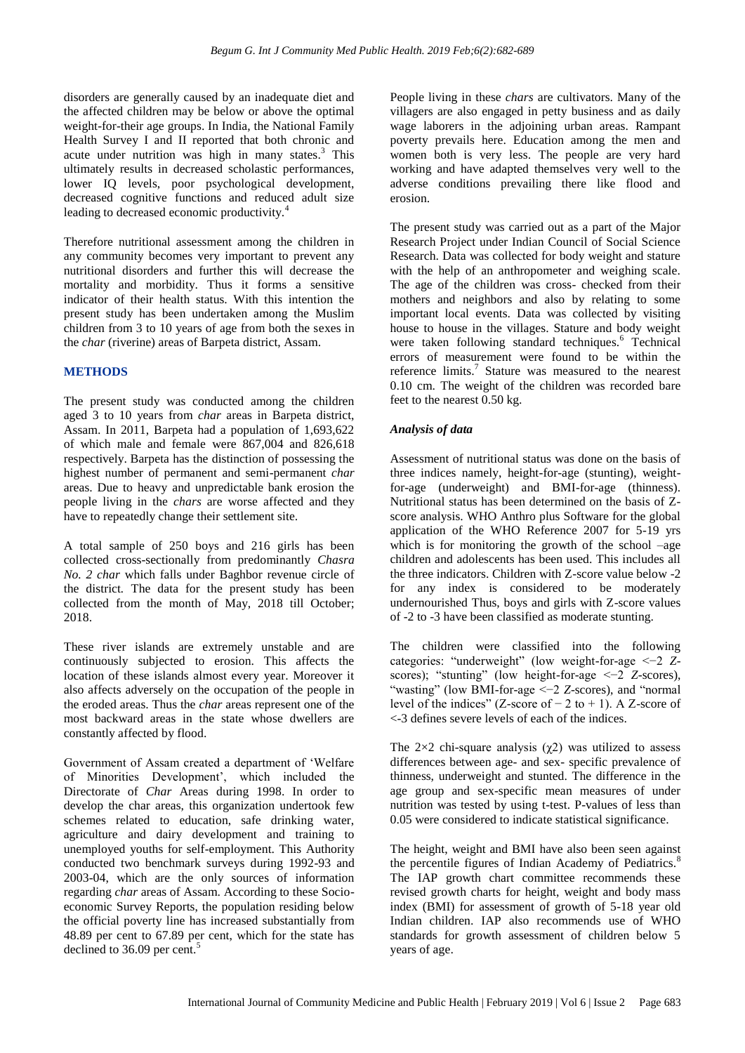disorders are generally caused by an inadequate diet and the affected children may be below or above the optimal weight-for-their age groups. In India, the National Family Health Survey I and II reported that both chronic and acute under nutrition was high in many states.[3] This ultimately results in decreased scholastic performances, lower IQ levels, poor psychological development, decreased cognitive functions and reduced adult size leading to decreased economic productivity.[4]

Therefore nutritional assessment among the children in any community becomes very important to prevent any nutritional disorders and further this will decrease the mortality and morbidity. Thus it forms a sensitive indicator of their health status. With this intention the present study has been undertaken among the Muslim children from 3 to 10 years of age from both the sexes in the *char* (riverine) areas of Barpeta district, Assam.

## METHODS

The present study was conducted among the children aged 3 to 10 years from *char* areas in Barpeta district, Assam. In 2011, Barpeta had a population of 1,693,622 of which male and female were 867,004 and 826,618 respectively. Barpeta has the distinction of possessing the highest number of permanent and semi-permanent *char* areas. Due to heavy and unpredictable bank erosion the people living in the *chars* are worse affected and they have to repeatedly change their settlement site.

A total sample of 250 boys and 216 girls has been collected cross-sectionally from predominantly *Chasra No. 2 char* which falls under Baghbor revenue circle of the district. The data for the present study has been collected from the month of May, 2018 till October; 2018.

These river islands are extremely unstable and are continuously subjected to erosion. This affects the location of these islands almost every year. Moreover it also affects adversely on the occupation of the people in the eroded areas. Thus the *char* areas represent one of the most backward areas in the state whose dwellers are constantly affected by flood.

Government of Assam created a department of 'Welfare of Minorities Development', which included the Directorate of *Char* Areas during 1998. In order to develop the char areas, this organization undertook few schemes related to education, safe drinking water, agriculture and dairy development and training to unemployed youths for self-employment. This Authority conducted two benchmark surveys during 1992-93 and 2003-04, which are the only sources of information regarding *char* areas of Assam. According to these Socio-economic Survey Reports, the population residing below the official poverty line has increased substantially from 48.89 per cent to 67.89 per cent, which for the state has declined to 36.09 per cent.[5]

People living in these *chars* are cultivators. Many of the villagers are also engaged in petty business and as daily wage laborers in the adjoining urban areas. Rampant poverty prevails here. Education among the men and women both is very less. The people are very hard working and have adapted themselves very well to the adverse conditions prevailing there like flood and erosion.

The present study was carried out as a part of the Major Research Project under Indian Council of Social Science Research. Data was collected for body weight and stature with the help of an anthropometer and weighing scale. The age of the children was cross- checked from their mothers and neighbors and also by relating to some important local events. Data was collected by visiting house to house in the villages. Stature and body weight were taken following standard techniques.[6] Technical errors of measurement were found to be within the reference limits.[7] Stature was measured to the nearest 0.10 cm. The weight of the children was recorded bare feet to the nearest 0.50 kg.

### *Analysis of data*

Assessment of nutritional status was done on the basis of three indices namely, height-for-age (stunting), weight-for-age (underweight) and BMI-for-age (thinness). Nutritional status has been determined on the basis of Z-score analysis. WHO Anthro plus Software for the global application of the WHO Reference 2007 for 5-19 yrs which is for monitoring the growth of the school –age children and adolescents has been used. This includes all the three indicators. Children with Z-score value below -2 for any index is considered to be moderately undernourished Thus, boys and girls with Z-score values of -2 to -3 have been classified as moderate stunting.

The children were classified into the following categories: "underweight" (low weight-for-age <−2 *Z*-scores); "stunting" (low height-for-age <−2 *Z*-scores), "wasting" (low BMI-for-age <−2 *Z*-scores), and "normal level of the indices" (Z-score of − 2 to + 1). A Z-score of <-3 defines severe levels of each of the indices.

The 2×2 chi-square analysis ($\chi 2$) was utilized to assess differences between age- and sex- specific prevalence of thinness, underweight and stunted. The difference in the age group and sex-specific mean measures of under nutrition was tested by using t-test. P-values of less than 0.05 were considered to indicate statistical significance.

The height, weight and BMI have also been seen against the percentile figures of Indian Academy of Pediatrics.[8] The IAP growth chart committee recommends these revised growth charts for height, weight and body mass index (BMI) for assessment of growth of 5-18 year old Indian children. IAP also recommends use of WHO standards for growth assessment of children below 5 years of age.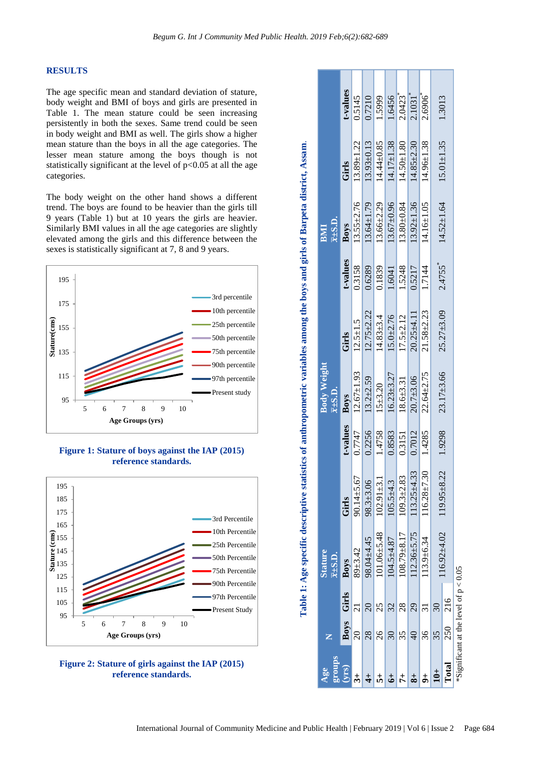## RESULTS

The age specific mean and standard deviation of stature, body weight and BMI of boys and girls are presented in Table 1. The mean stature could be seen increasing persistently in both the sexes. Same trend could be seen in body weight and BMI as well. The girls show a higher mean stature than the boys in all the age categories. The lesser mean stature among the boys though is not statistically significant at the level of $p<0.05$ at all the age categories.

The body weight on the other hand shows a different trend. The boys are found to be heavier than the girls till 9 years (Table 1) but at 10 years the girls are heavier. Similarly BMI values in all the age categories are slightly elevated among the girls and this difference between the sexes is statistically significant at 7, 8 and 9 years.

Figure 1: Stature of boys against the IAP (2015) reference standards.

Figure 2: Stature of girls against the IAP (2015) reference standards.

**Table 1: Age specific descriptive statistics of anthropometric variables among the boys and girls of Barpeta district, Assam.**

| Age groups (yrs) | N | | Stature $\bar{x}$±S.D. | | | Body Weight $\bar{x}$±S.D. | | | BMI $\bar{x}$±S.D. | | |
|---|---|---|---|---|---|---|---|---|---|---|---|
| | Boys | Girls | Boys | Girls | t-values | Boys | Girls | t-values | Boys | Girls | t-values |
| 3+ | 20 | 21 | 89±3.42 | 90.14±5.67 | 0.7747 | 12.67±1.93 | 12.5±1.5 | 0.3158 | 13.55±2.76 | 13.89±1.22 | 0.5145 |
| 4+ | 28 | 20 | 98.04±4.45 | 98.3±3.06 | 0.2256 | 13.2±2.59 | 12.75±2.22 | 0.6289 | 13.64±1.79 | 13.93±0.13 | 0.7210 |
| 5+ | 26 | 25 | 101.06±5.48 | 102.91±3.1 | 1.4758 | 15±3.20 | 14.83±3.4 | 0.1839 | 13.66±2.29 | 14.44±0.85 | 1.5999 |
| 6+ | 30 | 32 | 104.5±4.87 | 105.5±4.3 | 0.8583 | 16.23±3.27 | 15.0±2.76 | 1.6041 | 13.67±0.96 | 14.17±1.38 | 1.6456 |
| 7+ | 35 | 28 | 108.79±8.17 | 109.3±2.83 | 0.3151 | 18.6±3.31 | 17.5±2.12 | 1.5248 | 13.80±0.84 | 14.50±1.80 | 2.0423* |
| 8+ | 40 | 29 | 112.36±5.75 | 113.25±4.33 | 0.7012 | 20.7±3.06 | 20.25±4.11 | 0.5217 | 13.92±1.36 | 14.85±2.30 | 2.1031* |
| 9+ | 36 | 31 | 113.9±6.34 | 116.28±7.30 | 1.4285 | 22.64±2.75 | 21.58±2.23 | 1.7144 | 14.16±1.05 | 14.96±1.38 | 2.6906* |
| 10+ | 35 | 30 | 116.92±4.02 | 119.95±8.22 | 1.9298 | 23.17±3.66 | 25.27±3.09 | 2.4755* | 14.52±1.64 | 15.01±1.35 | 1.3013 |
| Total | 250 | 216 | | | | | | | | | |

*Significant at the level of $p < 0.05$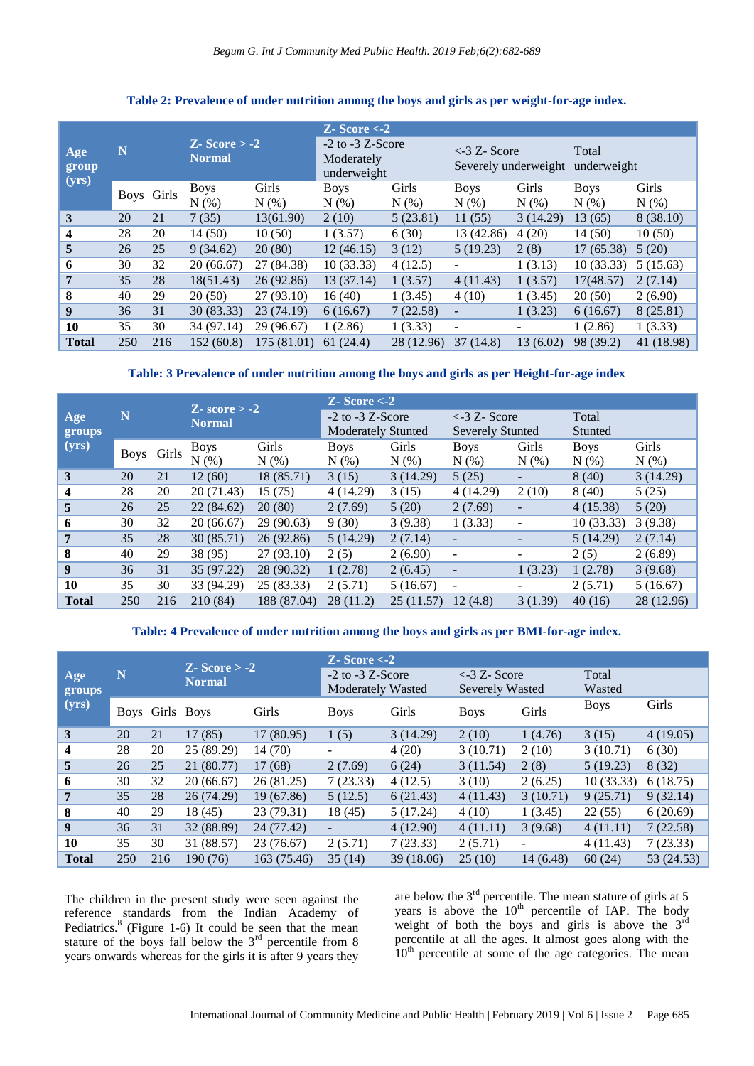**Table 2: Prevalence of under nutrition among the boys and girls as per weight-for-age index.**

| Age group (yrs) | N | | Z- Score > -2 Normal | | Z- Score <-2 -2 to -3 Z-Score Moderately underweight | | <-3 Z- Score Severely underweight | | Total underweight | |
|---|---|---|---|---|---|---|---|---|---|---|
| | Boys | Girls | Boys N (%) | Girls N (%) | Boys N (%) | Girls N (%) | Boys N (%) | Girls N (%) | Boys N (%) | Girls N (%) |
| **3** | 20 | 21 | 7 (35) | 13(61.90) | 2 (10) | 5 (23.81) | 11 (55) | 3 (14.29) | 13 (65) | 8 (38.10) |
| **4** | 28 | 20 | 14 (50) | 10 (50) | 1 (3.57) | 6 (30) | 13 (42.86) | 4 (20) | 14 (50) | 10 (50) |
| **5** | 26 | 25 | 9 (34.62) | 20 (80) | 12 (46.15) | 3 (12) | 5 (19.23) | 2 (8) | 17 (65.38) | 5 (20) |
| **6** | 30 | 32 | 20 (66.67) | 27 (84.38) | 10 (33.33) | 4 (12.5) | - | 1 (3.13) | 10 (33.33) | 5 (15.63) |
| **7** | 35 | 28 | 18(51.43) | 26 (92.86) | 13 (37.14) | 1 (3.57) | 4 (11.43) | 1 (3.57) | 17(48.57) | 2 (7.14) |
| **8** | 40 | 29 | 20 (50) | 27 (93.10) | 16 (40) | 1 (3.45) | 4 (10) | 1 (3.45) | 20 (50) | 2 (6.90) |
| **9** | 36 | 31 | 30 (83.33) | 23 (74.19) | 6 (16.67) | 7 (22.58) | - | 1 (3.23) | 6 (16.67) | 8 (25.81) |
| **10** | 35 | 30 | 34 (97.14) | 29 (96.67) | 1 (2.86) | 1 (3.33) | - | - | 1 (2.86) | 1 (3.33) |
| **Total** | 250 | 216 | 152 (60.8) | 175 (81.01) | 61 (24.4) | 28 (12.96) | 37 (14.8) | 13 (6.02) | 98 (39.2) | 41 (18.98) |

**Table: 3 Prevalence of under nutrition among the boys and girls as per Height-for-age index**

| Age groups (yrs) | N | | Z- score > -2 Normal | | Z- Score <-2 -2 to -3 Z-Score Moderately Stunted | | <-3 Z- Score Severely Stunted | | Total Stunted | |
|---|---|---|---|---|---|---|---|---|---|---|
| | Boys | Girls | Boys N (%) | Girls N (%) | Boys N (%) | Girls N (%) | Boys N (%) | Girls N (%) | Boys N (%) | Girls N (%) |
| **3** | 20 | 21 | 12 (60) | 18 (85.71) | 3 (15) | 3 (14.29) | 5 (25) | - | 8 (40) | 3 (14.29) |
| **4** | 28 | 20 | 20 (71.43) | 15 (75) | 4 (14.29) | 3 (15) | 4 (14.29) | 2 (10) | 8 (40) | 5 (25) |
| **5** | 26 | 25 | 22 (84.62) | 20 (80) | 2 (7.69) | 5 (20) | 2 (7.69) | - | 4 (15.38) | 5 (20) |
| **6** | 30 | 32 | 20 (66.67) | 29 (90.63) | 9 (30) | 3 (9.38) | 1 (3.33) | - | 10 (33.33) | 3 (9.38) |
| **7** | 35 | 28 | 30 (85.71) | 26 (92.86) | 5 (14.29) | 2 (7.14) | - | - | 5 (14.29) | 2 (7.14) |
| **8** | 40 | 29 | 38 (95) | 27 (93.10) | 2 (5) | 2 (6.90) | - | - | 2 (5) | 2 (6.89) |
| **9** | 36 | 31 | 35 (97.22) | 28 (90.32) | 1 (2.78) | 2 (6.45) | - | 1 (3.23) | 1 (2.78) | 3 (9.68) |
| **10** | 35 | 30 | 33 (94.29) | 25 (83.33) | 2 (5.71) | 5 (16.67) | - | - | 2 (5.71) | 5 (16.67) |
| **Total** | 250 | 216 | 210 (84) | 188 (87.04) | 28 (11.2) | 25 (11.57) | 12 (4.8) | 3 (1.39) | 40 (16) | 28 (12.96) |

**Table: 4 Prevalence of under nutrition among the boys and girls as per BMI-for-age index.**

| Age groups (yrs) | N | | Z- Score > -2 Normal | | Z- Score <-2 -2 to -3 Z-Score Moderately Wasted | | <-3 Z- Score Severely Wasted | | Total Wasted | |
|---|---|---|---|---|---|---|---|---|---|---|
| | Boys | Girls | Boys | Girls | Boys | Girls | Boys | Girls | Boys | Girls |
| **3** | 20 | 21 | 17 (85) | 17 (80.95) | 1 (5) | 3 (14.29) | 2 (10) | 1 (4.76) | 3 (15) | 4 (19.05) |
| **4** | 28 | 20 | 25 (89.29) | 14 (70) | - | 4 (20) | 3 (10.71) | 2 (10) | 3 (10.71) | 6 (30) |
| **5** | 26 | 25 | 21 (80.77) | 17 (68) | 2 (7.69) | 6 (24) | 3 (11.54) | 2 (8) | 5 (19.23) | 8 (32) |
| **6** | 30 | 32 | 20 (66.67) | 26 (81.25) | 7 (23.33) | 4 (12.5) | 3 (10) | 2 (6.25) | 10 (33.33) | 6 (18.75) |
| **7** | 35 | 28 | 26 (74.29) | 19 (67.86) | 5 (12.5) | 6 (21.43) | 4 (11.43) | 3 (10.71) | 9 (25.71) | 9 (32.14) |
| **8** | 40 | 29 | 18 (45) | 23 (79.31) | 18 (45) | 5 (17.24) | 4 (10) | 1 (3.45) | 22 (55) | 6 (20.69) |
| **9** | 36 | 31 | 32 (88.89) | 24 (77.42) | - | 4 (12.90) | 4 (11.11) | 3 (9.68) | 4 (11.11) | 7 (22.58) |
| **10** | 35 | 30 | 31 (88.57) | 23 (76.67) | 2 (5.71) | 7 (23.33) | 2 (5.71) | - | 4 (11.43) | 7 (23.33) |
| **Total** | 250 | 216 | 190 (76) | 163 (75.46) | 35 (14) | 39 (18.06) | 25 (10) | 14 (6.48) | 60 (24) | 53 (24.53) |

The children in the present study were seen against the reference standards from the Indian Academy of Pediatrics.[8] (Figure 1-6) It could be seen that the mean stature of the boys fall below the 3rd percentile from 8 years onwards whereas for the girls it is after 9 years they are below the 3rd percentile. The mean stature of girls at 5 years is above the 10th percentile of IAP. The body weight of both the boys and girls is above the 3rd percentile at all the ages. It almost goes along with the 10th percentile at some of the age categories. The mean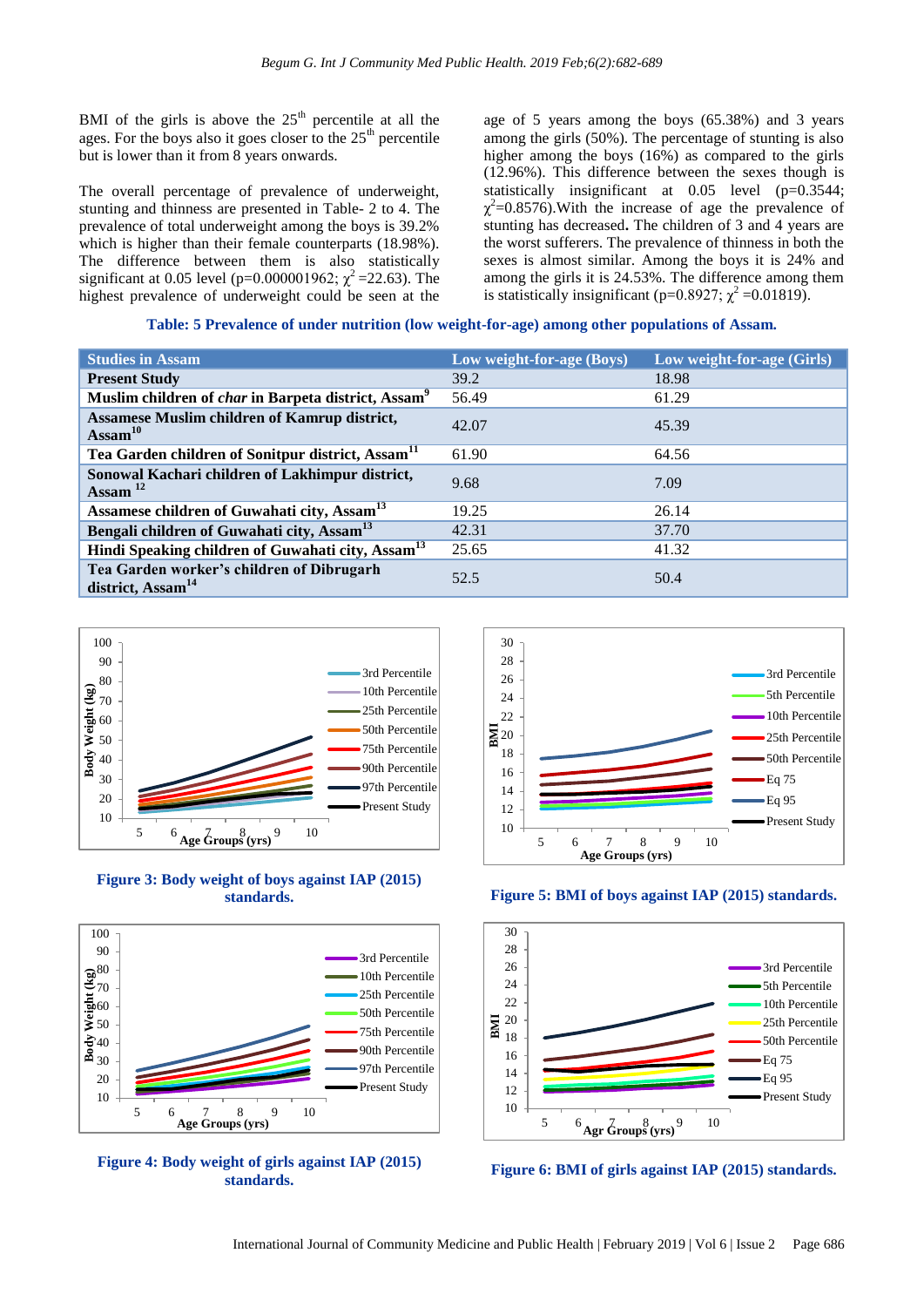BMI of the girls is above the 25th percentile at all the ages. For the boys also it goes closer to the 25th percentile but is lower than it from 8 years onwards.

The overall percentage of prevalence of underweight, stunting and thinness are presented in Table- 2 to 4. The prevalence of total underweight among the boys is 39.2% which is higher than their female counterparts (18.98%). The difference between them is also statistically significant at 0.05 level (p=0.000001962; $\chi^2$ =22.63). The highest prevalence of underweight could be seen at the age of 5 years among the boys (65.38%) and 3 years among the girls (50%). The percentage of stunting is also higher among the boys (16%) as compared to the girls (12.96%). This difference between the sexes though is statistically insignificant at 0.05 level (p=0.3544; $\chi^2$=0.8576).With the increase of age the prevalence of stunting has decreased**.** The children of 3 and 4 years are the worst sufferers. The prevalence of thinness in both the sexes is almost similar. Among the boys it is 24% and among the girls it is 24.53%. The difference among them is statistically insignificant (p=0.8927; $\chi^2$ =0.01819).

**Table: 5 Prevalence of under nutrition (low weight-for-age) among other populations of Assam.**

| Studies in Assam | Low weight-for-age (Boys) | Low weight-for-age (Girls) |
|---|---|---|
| **Present Study** | 39.2 | 18.98 |
| **Muslim children of *char* in Barpeta district, Assam**[9] | 56.49 | 61.29 |
| **Assamese Muslim children of Kamrup district, Assam**[10] | 42.07 | 45.39 |
| **Tea Garden children of Sonitpur district, Assam**[11] | 61.90 | 64.56 |
| **Sonowal Kachari children of Lakhimpur district, Assam**[12] | 9.68 | 7.09 |
| **Assamese children of Guwahati city, Assam**[13] | 19.25 | 26.14 |
| **Bengali children of Guwahati city, Assam**[13] | 42.31 | 37.70 |
| **Hindi Speaking children of Guwahati city, Assam**[13] | 25.65 | 41.32 |
| **Tea Garden worker's children of Dibrugarh district, Assam**[14] | 52.5 | 50.4 |

**Figure 3: Body weight of boys against IAP (2015) standards.**

**Figure 4: Body weight of girls against IAP (2015) standards.**

**Figure 5: BMI of boys against IAP (2015) standards.**

**Figure 6: BMI of girls against IAP (2015) standards.**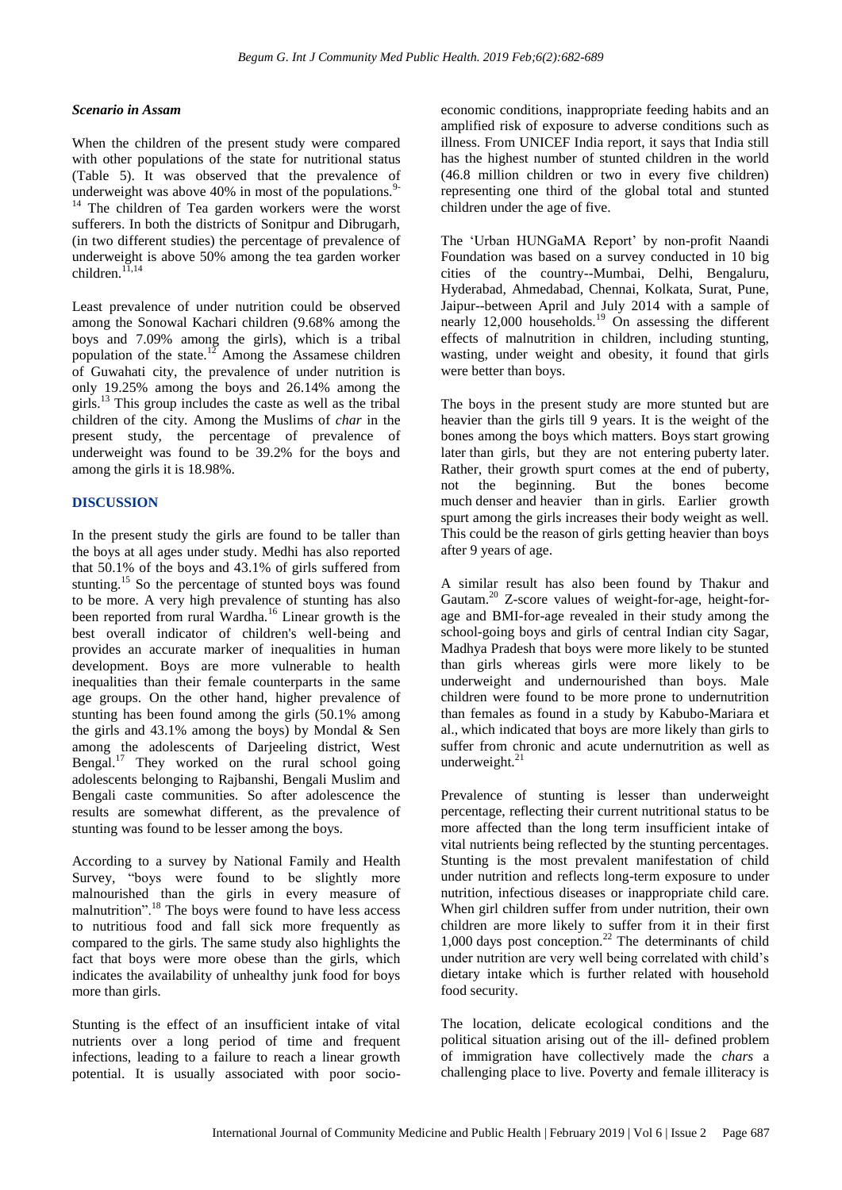### *Scenario in Assam*

When the children of the present study were compared with other populations of the state for nutritional status (Table 5). It was observed that the prevalence of underweight was above 40% in most of the populations.[9-14] The children of Tea garden workers were the worst sufferers. In both the districts of Sonitpur and Dibrugarh, (in two different studies) the percentage of prevalence of underweight is above 50% among the tea garden worker children.[11,14]

Least prevalence of under nutrition could be observed among the Sonowal Kachari children (9.68% among the boys and 7.09% among the girls), which is a tribal population of the state.[12] Among the Assamese children of Guwahati city, the prevalence of under nutrition is only 19.25% among the boys and 26.14% among the girls.[13] This group includes the caste as well as the tribal children of the city. Among the Muslims of *char* in the present study, the percentage of prevalence of underweight was found to be 39.2% for the boys and among the girls it is 18.98%.

## DISCUSSION

In the present study the girls are found to be taller than the boys at all ages under study. Medhi has also reported that 50.1% of the boys and 43.1% of girls suffered from stunting.[15] So the percentage of stunted boys was found to be more. A very high prevalence of stunting has also been reported from rural Wardha.[16] Linear growth is the best overall indicator of children's well-being and provides an accurate marker of inequalities in human development. Boys are more vulnerable to health inequalities than their female counterparts in the same age groups. On the other hand, higher prevalence of stunting has been found among the girls (50.1% among the girls and 43.1% among the boys) by Mondal & Sen among the adolescents of Darjeeling district, West Bengal.[17] They worked on the rural school going adolescents belonging to Rajbanshi, Bengali Muslim and Bengali caste communities. So after adolescence the results are somewhat different, as the prevalence of stunting was found to be lesser among the boys.

According to a survey by National Family and Health Survey, "boys were found to be slightly more malnourished than the girls in every measure of malnutrition".[18] The boys were found to have less access to nutritious food and fall sick more frequently as compared to the girls. The same study also highlights the fact that boys were more obese than the girls, which indicates the availability of unhealthy junk food for boys more than girls.

Stunting is the effect of an insufficient intake of vital nutrients over a long period of time and frequent infections, leading to a failure to reach a linear growth potential. It is usually associated with poor socio-economic conditions, inappropriate feeding habits and an amplified risk of exposure to adverse conditions such as illness. From UNICEF India report, it says that India still has the highest number of stunted children in the world (46.8 million children or two in every five children) representing one third of the global total and stunted children under the age of five.

The 'Urban HUNGaMA Report' by non-profit Naandi Foundation was based on a survey conducted in 10 big cities of the country--Mumbai, Delhi, Bengaluru, Hyderabad, Ahmedabad, Chennai, Kolkata, Surat, Pune, Jaipur--between April and July 2014 with a sample of nearly 12,000 households.[19] On assessing the different effects of malnutrition in children, including stunting, wasting, under weight and obesity, it found that girls were better than boys.

The boys in the present study are more stunted but are heavier than the girls till 9 years. It is the weight of the bones among the boys which matters. Boys start growing later than girls, but they are not entering puberty later. Rather, their growth spurt comes at the end of puberty, not the beginning. But the bones become much denser and heavier than in girls. Earlier growth spurt among the girls increases their body weight as well. This could be the reason of girls getting heavier than boys after 9 years of age.

A similar result has also been found by Thakur and Gautam.[20] Z-score values of weight-for-age, height-for-age and BMI-for-age revealed in their study among the school-going boys and girls of central Indian city Sagar, Madhya Pradesh that boys were more likely to be stunted than girls whereas girls were more likely to be underweight and undernourished than boys. Male children were found to be more prone to undernutrition than females as found in a study by Kabubo-Mariara et al., which indicated that boys are more likely than girls to suffer from chronic and acute undernutrition as well as underweight.[21]

Prevalence of stunting is lesser than underweight percentage, reflecting their current nutritional status to be more affected than the long term insufficient intake of vital nutrients being reflected by the stunting percentages. Stunting is the most prevalent manifestation of child under nutrition and reflects long-term exposure to under nutrition, infectious diseases or inappropriate child care. When girl children suffer from under nutrition, their own children are more likely to suffer from it in their first 1,000 days post conception.[22] The determinants of child under nutrition are very well being correlated with child's dietary intake which is further related with household food security.

The location, delicate ecological conditions and the political situation arising out of the ill- defined problem of immigration have collectively made the *chars* a challenging place to live. Poverty and female illiteracy is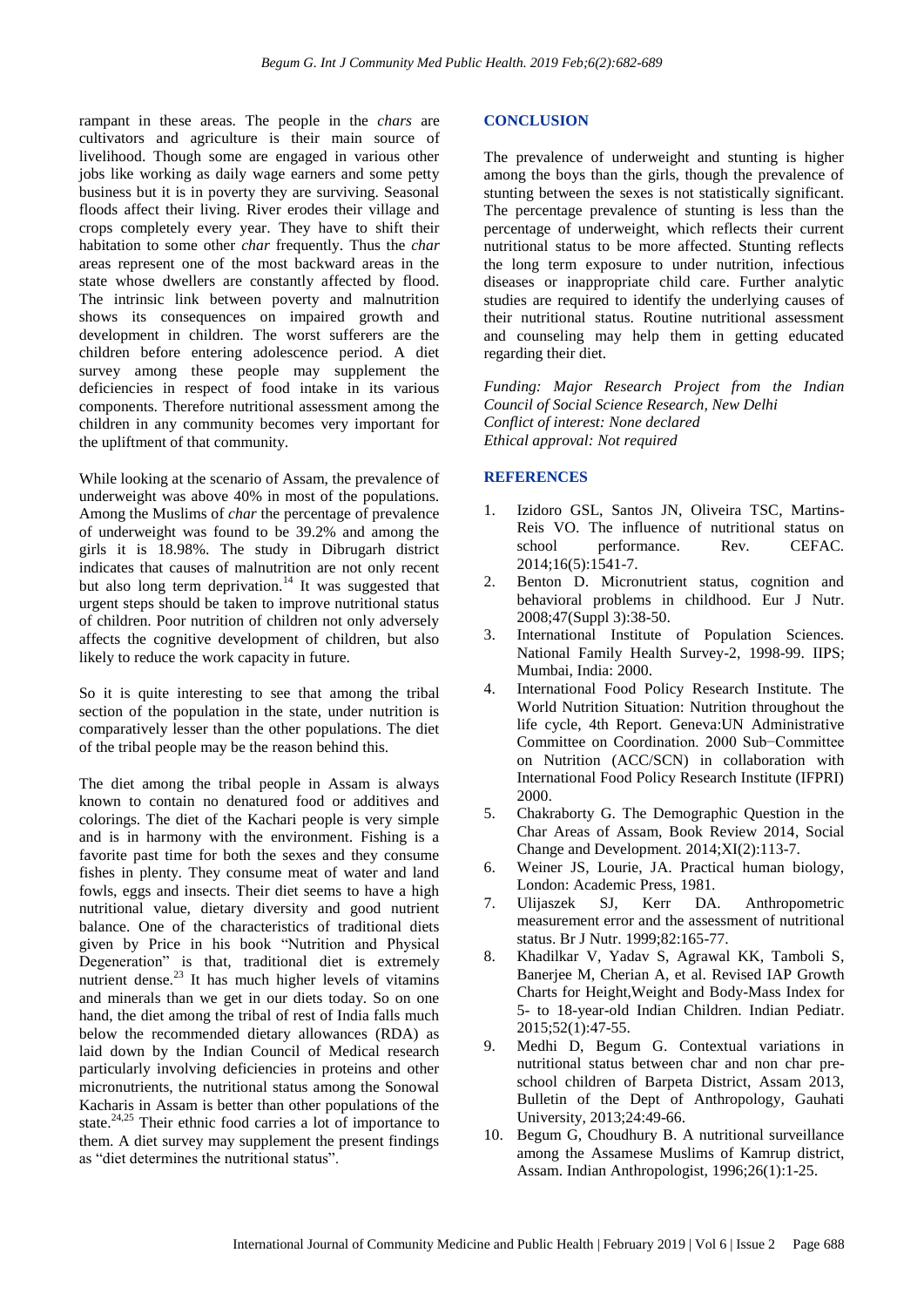rampant in these areas. The people in the *chars* are cultivators and agriculture is their main source of livelihood. Though some are engaged in various other jobs like working as daily wage earners and some petty business but it is in poverty they are surviving. Seasonal floods affect their living. River erodes their village and crops completely every year. They have to shift their habitation to some other *char* frequently. Thus the *char* areas represent one of the most backward areas in the state whose dwellers are constantly affected by flood. The intrinsic link between poverty and malnutrition shows its consequences on impaired growth and development in children. The worst sufferers are the children before entering adolescence period. A diet survey among these people may supplement the deficiencies in respect of food intake in its various components. Therefore nutritional assessment among the children in any community becomes very important for the upliftment of that community.

While looking at the scenario of Assam, the prevalence of underweight was above 40% in most of the populations. Among the Muslims of *char* the percentage of prevalence of underweight was found to be 39.2% and among the girls it is 18.98%. The study in Dibrugarh district indicates that causes of malnutrition are not only recent but also long term deprivation.[14] It was suggested that urgent steps should be taken to improve nutritional status of children. Poor nutrition of children not only adversely affects the cognitive development of children, but also likely to reduce the work capacity in future.

So it is quite interesting to see that among the tribal section of the population in the state, under nutrition is comparatively lesser than the other populations. The diet of the tribal people may be the reason behind this.

The diet among the tribal people in Assam is always known to contain no denatured food or additives and colorings. The diet of the Kachari people is very simple and is in harmony with the environment. Fishing is a favorite past time for both the sexes and they consume fishes in plenty. They consume meat of water and land fowls, eggs and insects. Their diet seems to have a high nutritional value, dietary diversity and good nutrient balance. One of the characteristics of traditional diets given by Price in his book "Nutrition and Physical Degeneration" is that, traditional diet is extremely nutrient dense.[23] It has much higher levels of vitamins and minerals than we get in our diets today. So on one hand, the diet among the tribal of rest of India falls much below the recommended dietary allowances (RDA) as laid down by the Indian Council of Medical research particularly involving deficiencies in proteins and other micronutrients, the nutritional status among the Sonowal Kacharis in Assam is better than other populations of the state.[24,25] Their ethnic food carries a lot of importance to them. A diet survey may supplement the present findings as "diet determines the nutritional status".

## CONCLUSION

The prevalence of underweight and stunting is higher among the boys than the girls, though the prevalence of stunting between the sexes is not statistically significant. The percentage prevalence of stunting is less than the percentage of underweight, which reflects their current nutritional status to be more affected. Stunting reflects the long term exposure to under nutrition, infectious diseases or inappropriate child care. Further analytic studies are required to identify the underlying causes of their nutritional status. Routine nutritional assessment and counseling may help them in getting educated regarding their diet.

*Funding: Major Research Project from the Indian Council of Social Science Research, New Delhi*
*Conflict of interest: None declared*
*Ethical approval: Not required*

## REFERENCES

1. Izidoro GSL, Santos JN, Oliveira TSC, Martins-Reis VO. The influence of nutritional status on school performance. Rev. CEFAC. 2014;16(5):1541-7.
2. Benton D. Micronutrient status, cognition and behavioral problems in childhood. Eur J Nutr. 2008;47(Suppl 3):38-50.
3. International Institute of Population Sciences. National Family Health Survey-2, 1998-99. IIPS; Mumbai, India: 2000.
4. International Food Policy Research Institute. The World Nutrition Situation: Nutrition throughout the life cycle, 4th Report. Geneva:UN Administrative Committee on Coordination. 2000 Sub−Committee on Nutrition (ACC/SCN) in collaboration with International Food Policy Research Institute (IFPRI) 2000.
5. Chakraborty G. The Demographic Question in the Char Areas of Assam, Book Review 2014, Social Change and Development. 2014;XI(2):113-7.
6. Weiner JS, Lourie, JA. Practical human biology, London: Academic Press, 1981.
7. Ulijaszek SJ, Kerr DA. Anthropometric measurement error and the assessment of nutritional status. Br J Nutr. 1999;82:165-77.
8. Khadilkar V, Yadav S, Agrawal KK, Tamboli S, Banerjee M, Cherian A, et al. Revised IAP Growth Charts for Height,Weight and Body-Mass Index for 5- to 18-year-old Indian Children. Indian Pediatr. 2015;52(1):47-55.
9. Medhi D, Begum G. Contextual variations in nutritional status between char and non char pre-school children of Barpeta District, Assam 2013, Bulletin of the Dept of Anthropology, Gauhati University, 2013;24:49-66.
10. Begum G, Choudhury B. A nutritional surveillance among the Assamese Muslims of Kamrup district, Assam. Indian Anthropologist, 1996;26(1):1-25.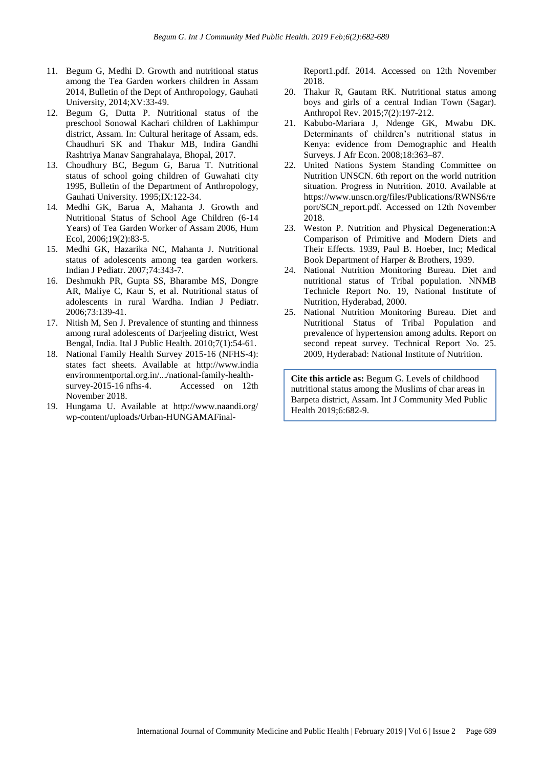11. Begum G, Medhi D. Growth and nutritional status among the Tea Garden workers children in Assam 2014, Bulletin of the Dept of Anthropology, Gauhati University, 2014;XV:33-49.
12. Begum G, Dutta P. Nutritional status of the preschool Sonowal Kachari children of Lakhimpur district, Assam. In: Cultural heritage of Assam, eds. Chaudhuri SK and Thakur MB, Indira Gandhi Rashtriya Manav Sangrahalaya, Bhopal, 2017.
13. Choudhury BC, Begum G, Barua T. Nutritional status of school going children of Guwahati city 1995, Bulletin of the Department of Anthropology, Gauhati University. 1995;IX:122-34.
14. Medhi GK, Barua A, Mahanta J. Growth and Nutritional Status of School Age Children (6-14 Years) of Tea Garden Worker of Assam 2006, Hum Ecol, 2006;19(2):83-5.
15. Medhi GK, Hazarika NC, Mahanta J. Nutritional status of adolescents among tea garden workers. Indian J Pediatr. 2007;74:343-7.
16. Deshmukh PR, Gupta SS, Bharambe MS, Dongre AR, Maliye C, Kaur S, et al. Nutritional status of adolescents in rural Wardha. Indian J Pediatr. 2006;73:139-41.
17. Nitish M, Sen J. Prevalence of stunting and thinness among rural adolescents of Darjeeling district, West Bengal, India. Ital J Public Health. 2010;7(1):54-61.
18. National Family Health Survey 2015-16 (NFHS-4): states fact sheets. Available at http://www.indiaenvironmentportal.org.in/.../national-family-health-survey-2015-16 nfhs-4. Accessed on 12th November 2018.
19. Hungama U. Available at http://www.naandi.org/wp-content/uploads/Urban-HUNGAMAFinal-Report1.pdf. 2014. Accessed on 12th November 2018.
20. Thakur R, Gautam RK. Nutritional status among boys and girls of a central Indian Town (Sagar). Anthropol Rev. 2015;7(2):197-212.
21. Kabubo-Mariara J, Ndenge GK, Mwabu DK. Determinants of children's nutritional status in Kenya: evidence from Demographic and Health Surveys. J Afr Econ. 2008;18:363–87.
22. United Nations System Standing Committee on Nutrition UNSCN. 6th report on the world nutrition situation. Progress in Nutrition. 2010. Available at https://www.unscn.org/files/Publications/RWNS6/report/SCN_report.pdf. Accessed on 12th November 2018.
23. Weston P. Nutrition and Physical Degeneration:A Comparison of Primitive and Modern Diets and Their Effects. 1939, Paul B. Hoeber, Inc; Medical Book Department of Harper & Brothers, 1939.
24. National Nutrition Monitoring Bureau. Diet and nutritional status of Tribal population. NNMB Technicle Report No. 19, National Institute of Nutrition, Hyderabad, 2000.
25. National Nutrition Monitoring Bureau. Diet and Nutritional Status of Tribal Population and prevalence of hypertension among adults. Report on second repeat survey. Technical Report No. 25. 2009, Hyderabad: National Institute of Nutrition.

**Cite this article as:** Begum G. Levels of childhood nutritional status among the Muslims of char areas in Barpeta district, Assam. Int J Community Med Public Health 2019;6:682-9.